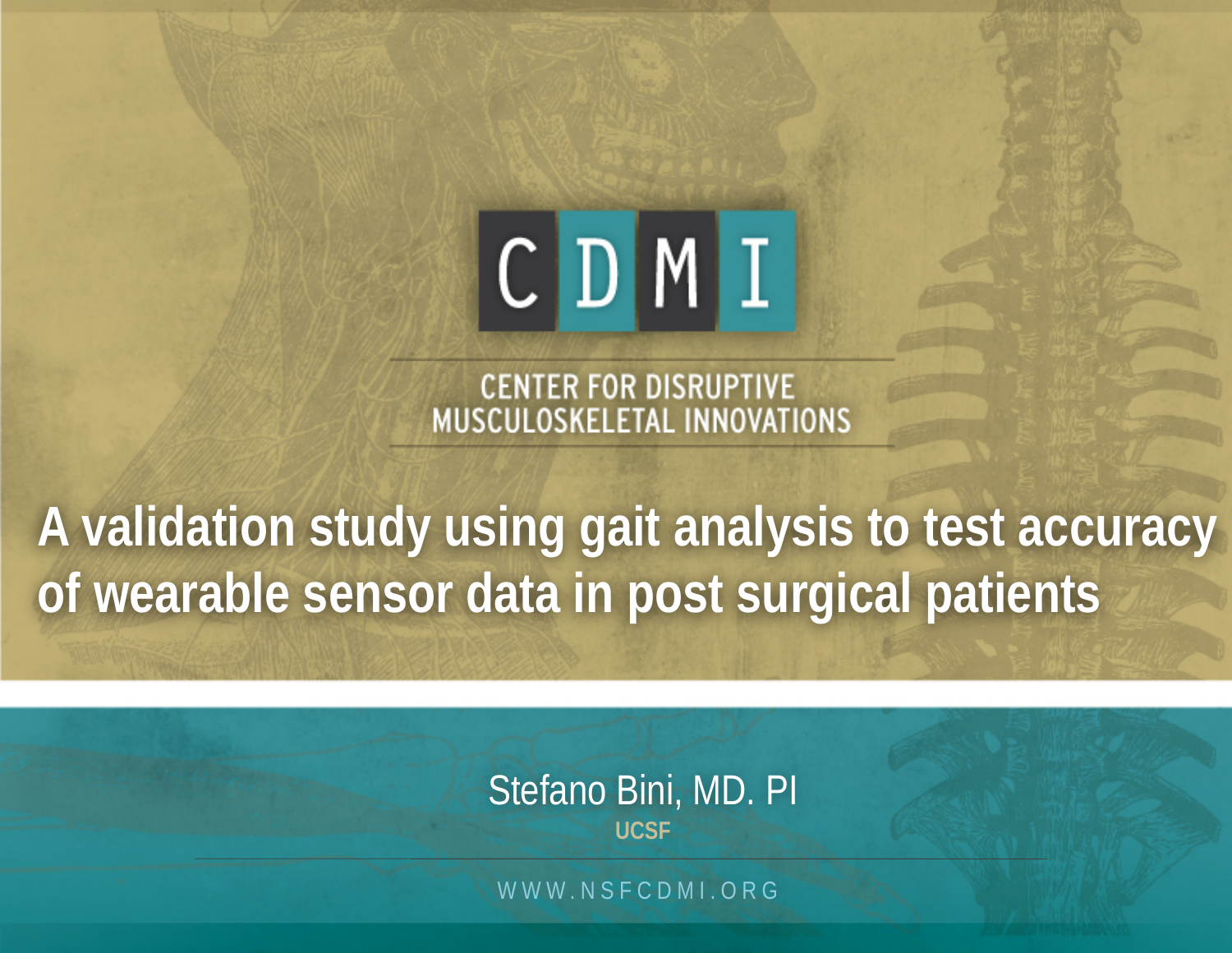CDMI

CENTER FOR DISRUPTIVE MUSCULOSKELETAL INNOVATIONS

# A validation study using gait analysis to test accuracy of wearable sensor data in post surgical patients

Stefano Bini, MD. PI

UCSF

WWW.NSFCDMI.ORG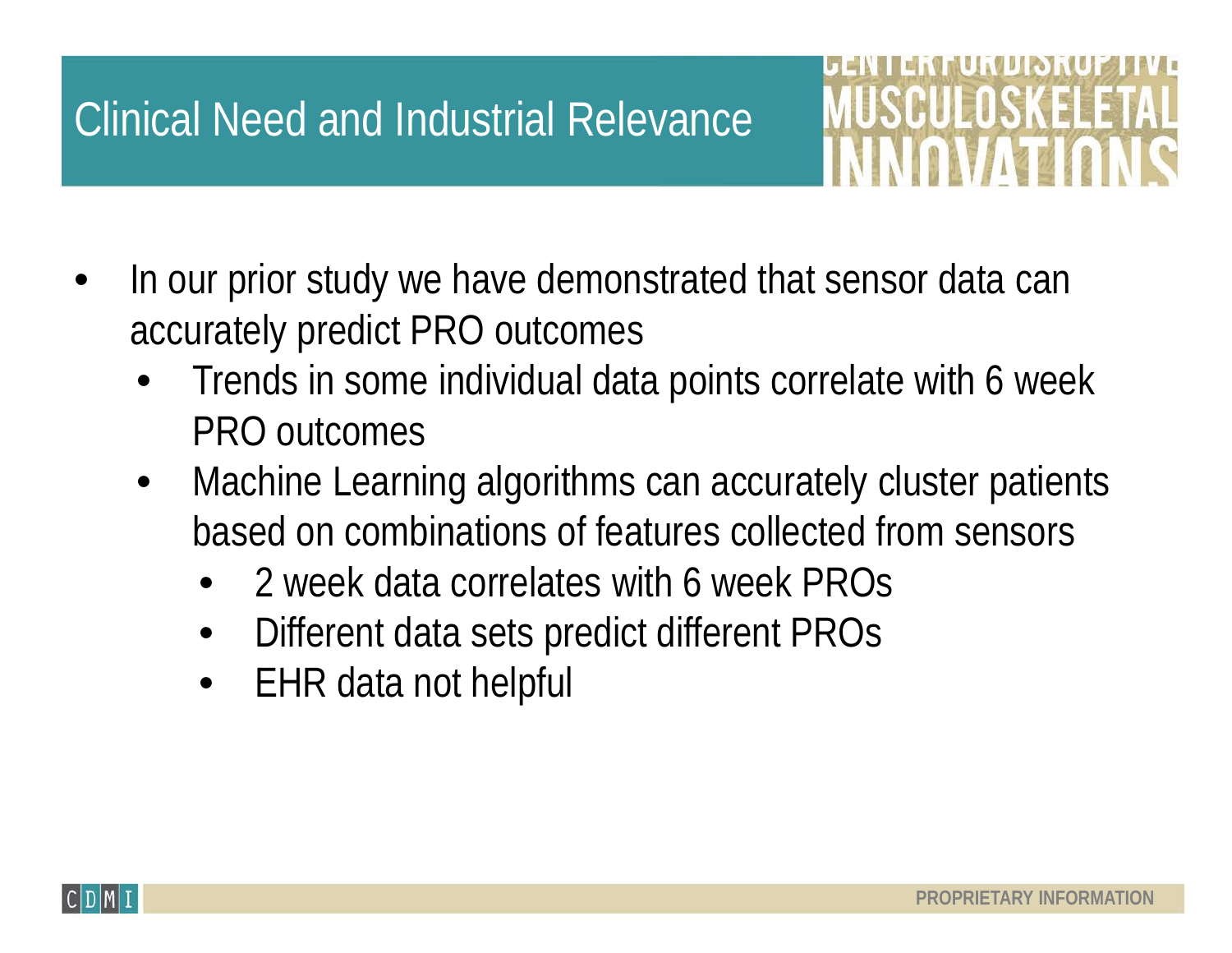# Clinical Need and Industrial Relevance

- In our prior study we have demonstrated that sensor data can accurately predict PRO outcomes
  - Trends in some individual data points correlate with 6 week PRO outcomes
  - Machine Learning algorithms can accurately cluster patients based on combinations of features collected from sensors
    - 2 week data correlates with 6 week PROs
    - Different data sets predict different PROs
    - EHR data not helpful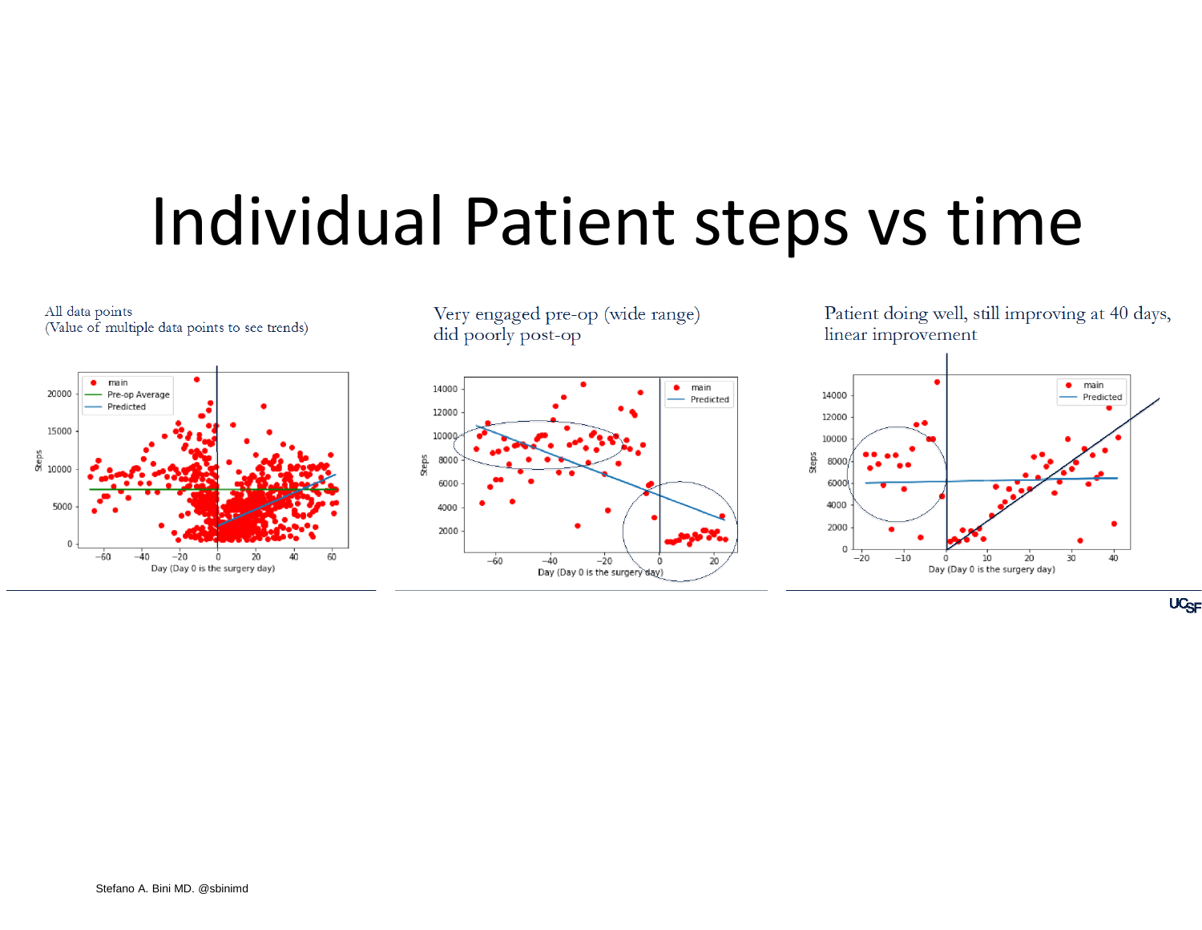# Individual Patient steps vs time

All data points
(Value of multiple data points to see trends)

Very engaged pre-op (wide range) did poorly post-op

Patient doing well, still improving at 40 days, linear improvement

Stefano A. Bini MD. @sbinimd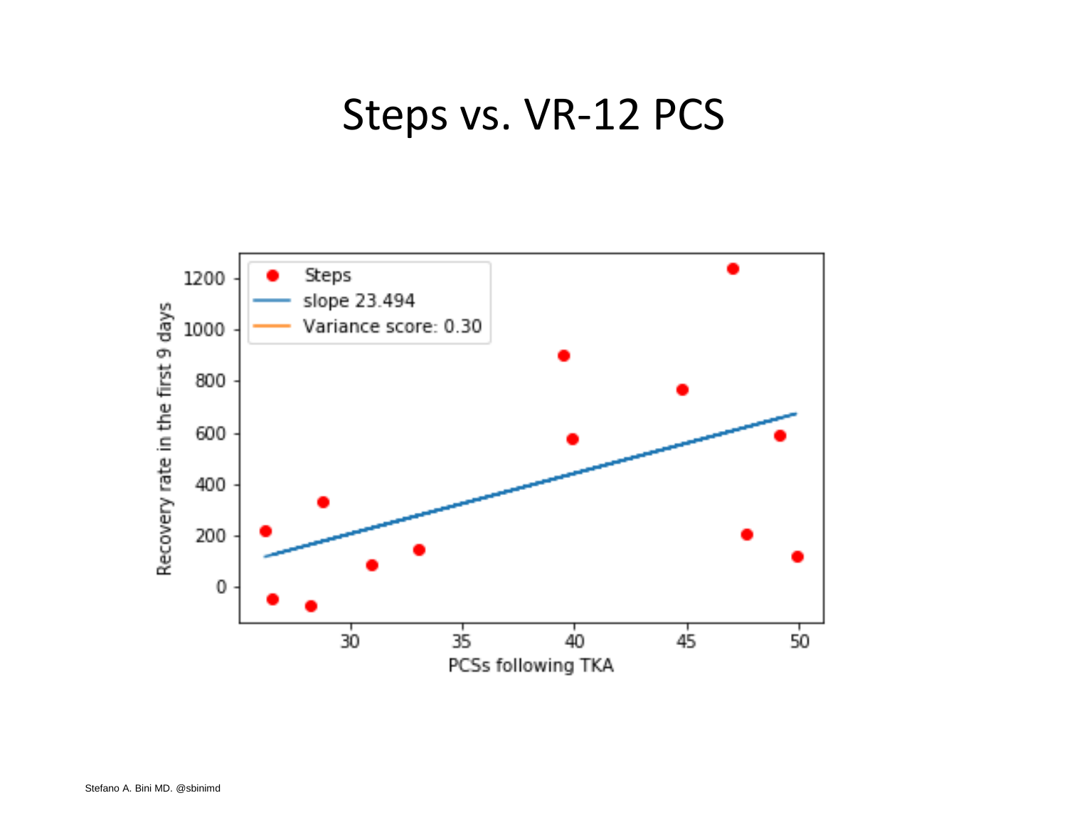# Steps vs. VR-12 PCS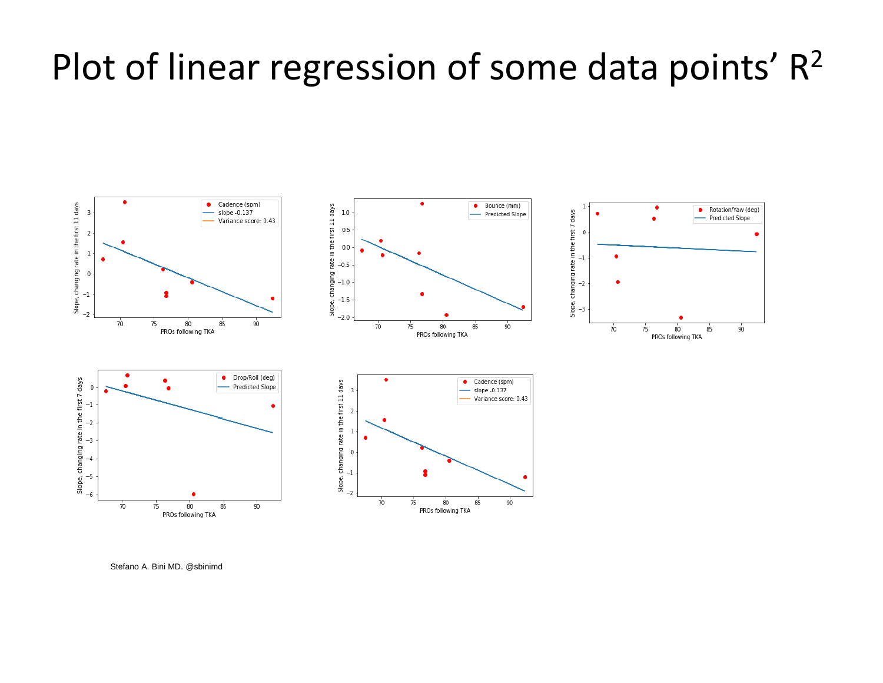# Plot of linear regression of some data points' $R^2$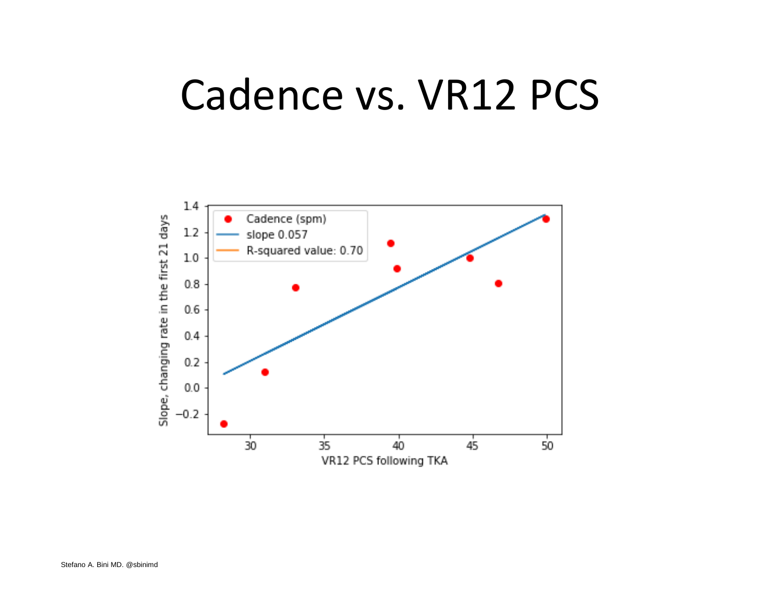# Cadence vs. VR12 PCS

Cadence (spm)
slope 0.057
R-squared value: 0.70

Slope, changing rate in the first 21 days

VR12 PCS following TKA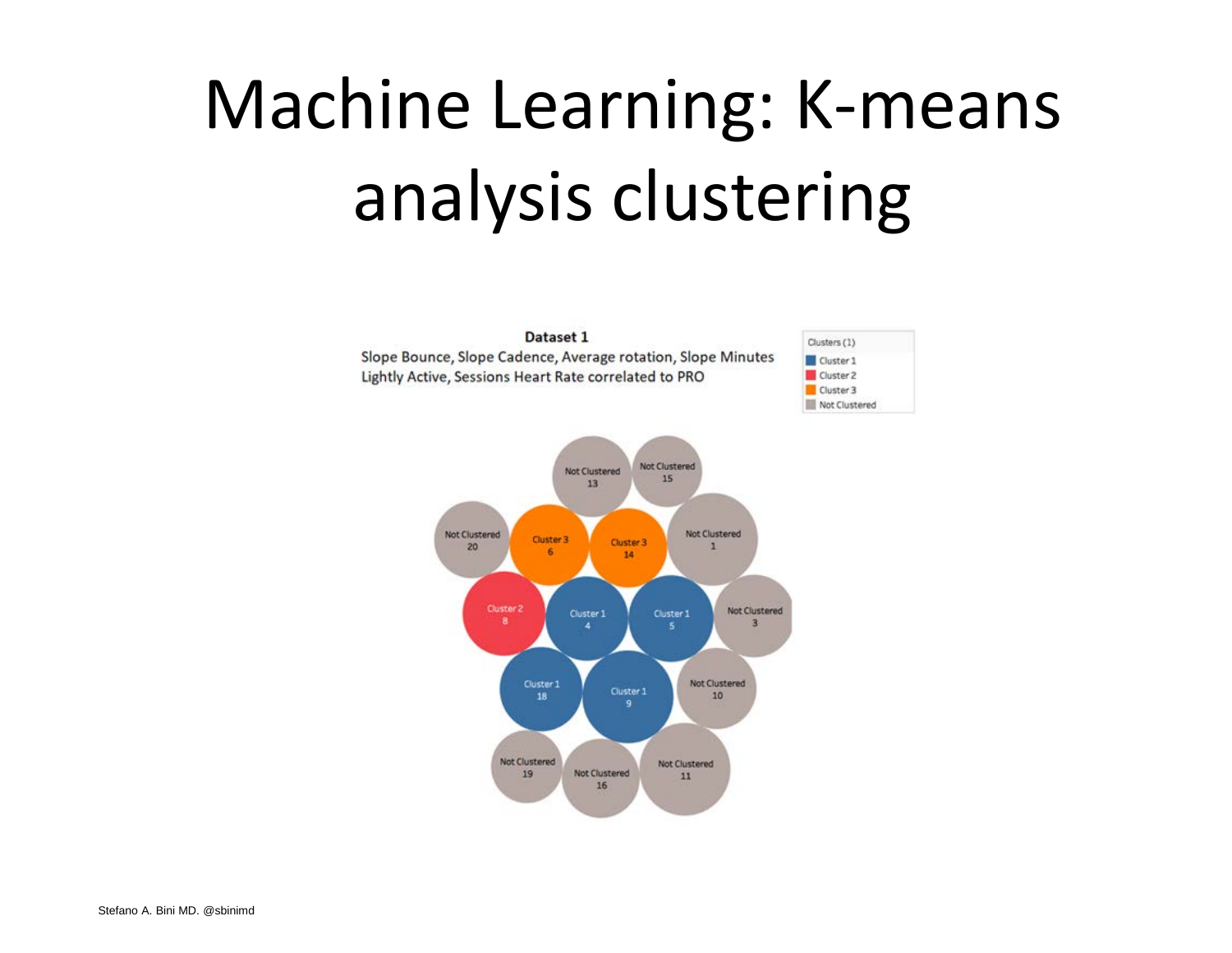# Machine Learning: K-means analysis clustering

**Dataset 1**

Slope Bounce, Slope Cadence, Average rotation, Slope Minutes Lightly Active, Sessions Heart Rate correlated to PRO

Clusters (1)
- Cluster 1
- Cluster 2
- Cluster 3
- Not Clustered

Not Clustered 13, Not Clustered 15, Not Clustered 20, Cluster 3 6, Cluster 3 14, Not Clustered 1, Cluster 2 8, Cluster 1 4, Cluster 1 5, Not Clustered 3, Cluster 1 18, Cluster 1 9, Not Clustered 10, Not Clustered 19, Not Clustered 16, Not Clustered 11

Stefano A. Bini MD. @sbinimd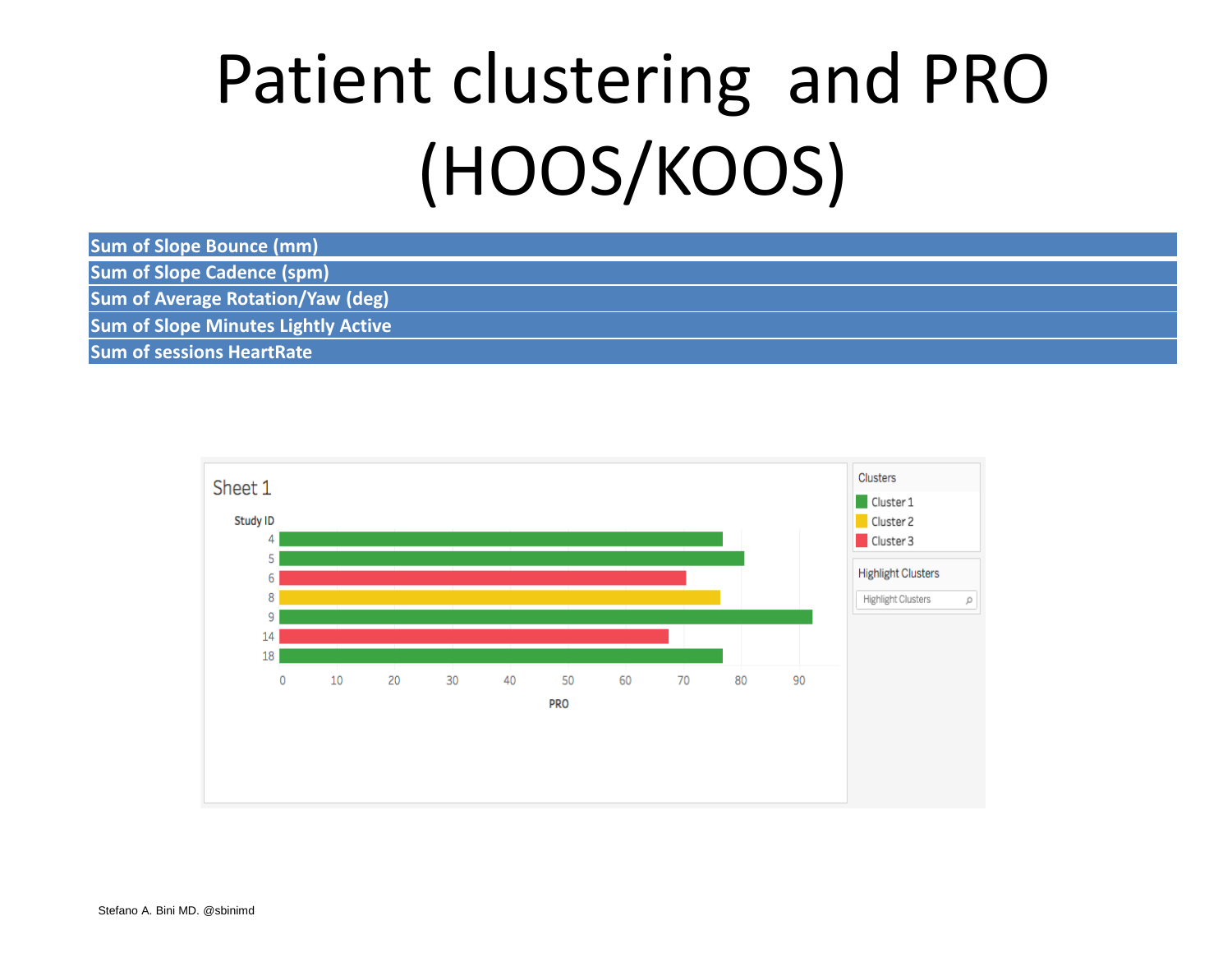# Patient clustering and PRO (HOOS/KOOS)

- **Sum of Slope Bounce (mm)**
- **Sum of Slope Cadence (spm)**
- **Sum of Average Rotation/Yaw (deg)**
- **Sum of Slope Minutes Lightly Active**
- **Sum of sessions HeartRate**

Sheet 1

| Study ID | PRO | Cluster |
|---|---|---|
| 4 | ~77 | Cluster 1 |
| 5 | ~81 | Cluster 1 |
| 6 | ~70 | Cluster 3 |
| 8 | ~76 | Cluster 2 |
| 9 | ~92 | Cluster 1 |
| 14 | ~67 | Cluster 3 |
| 18 | ~77 | Cluster 1 |

Clusters: Cluster 1, Cluster 2, Cluster 3

Highlight Clusters

Stefano A. Bini MD. @sbinimd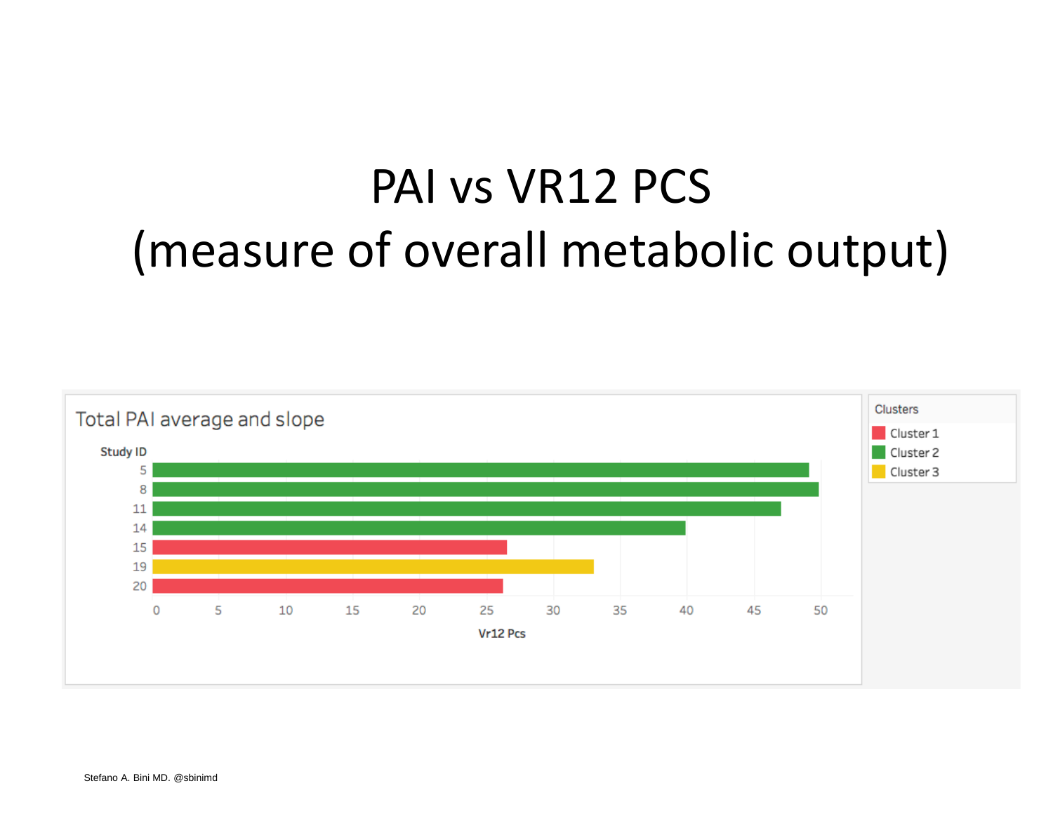# PAI vs VR12 PCS
# (measure of overall metabolic output)

**Total PAI average and slope**

| Study ID | Vr12 Pcs | Cluster |
|---|---|---|
| 5 | ~49 | Cluster 2 |
| 8 | ~50 | Cluster 2 |
| 11 | ~47 | Cluster 2 |
| 14 | ~40 | Cluster 2 |
| 15 | ~26.5 | Cluster 1 |
| 19 | ~33 | Cluster 3 |
| 20 | ~26 | Cluster 1 |

Clusters: Cluster 1, Cluster 2, Cluster 3

Stefano A. Bini MD. @sbinimd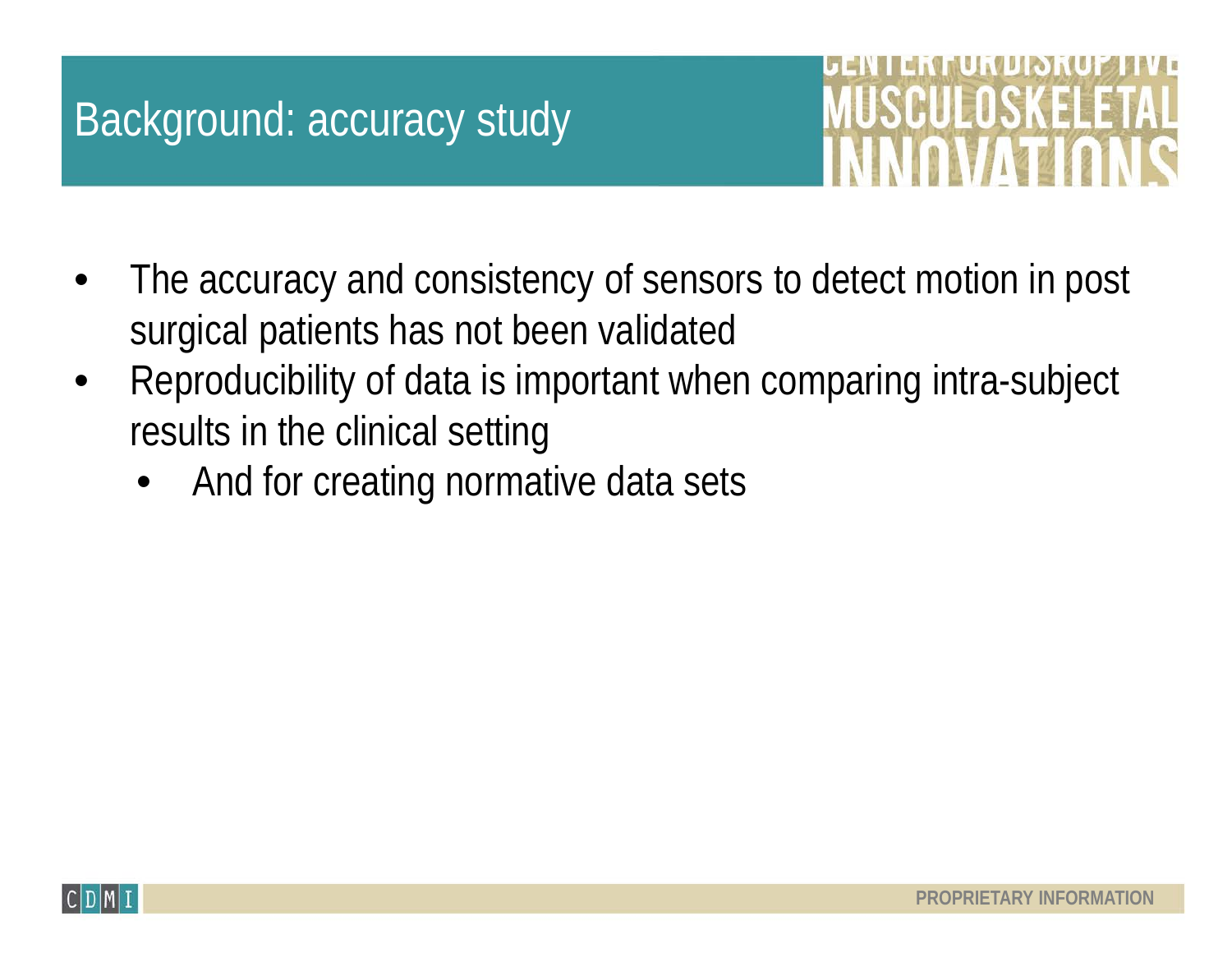# Background: accuracy study

- The accuracy and consistency of sensors to detect motion in post surgical patients has not been validated
- Reproducibility of data is important when comparing intra-subject results in the clinical setting
  - And for creating normative data sets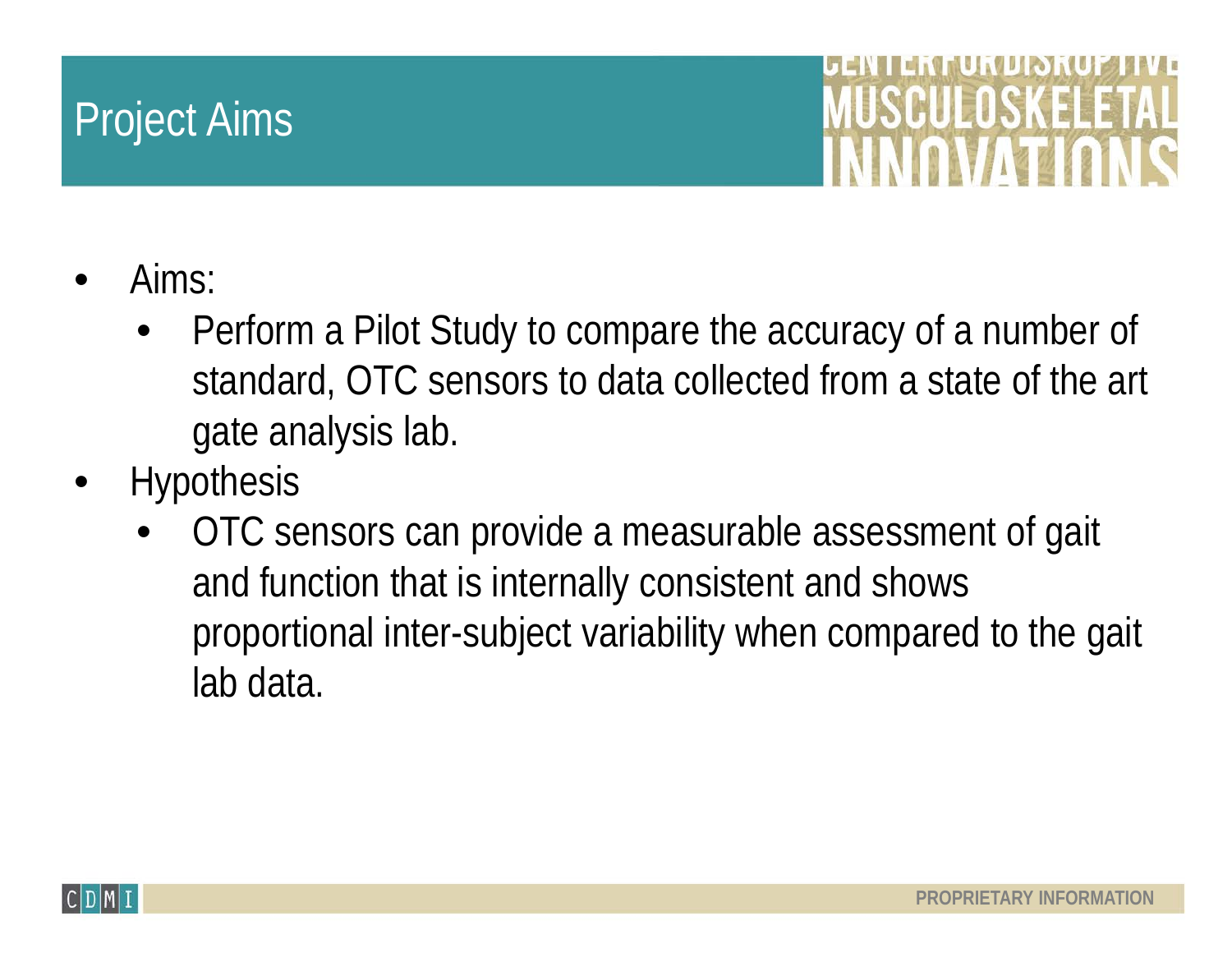# Project Aims

- Aims:
  - Perform a Pilot Study to compare the accuracy of a number of standard, OTC sensors to data collected from a state of the art gate analysis lab.
- Hypothesis
  - OTC sensors can provide a measurable assessment of gait and function that is internally consistent and shows proportional inter-subject variability when compared to the gait lab data.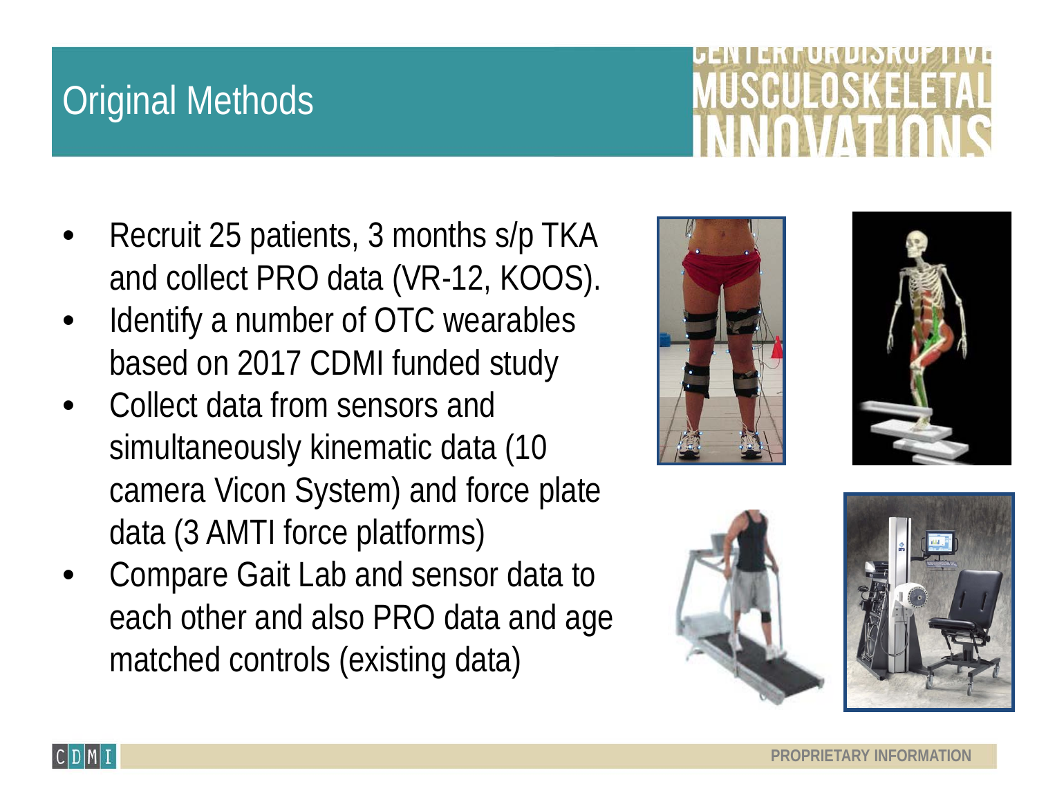# Original Methods

- Recruit 25 patients, 3 months s/p TKA and collect PRO data (VR-12, KOOS).
- Identify a number of OTC wearables based on 2017 CDMI funded study
- Collect data from sensors and simultaneously kinematic data (10 camera Vicon System) and force plate data (3 AMTI force platforms)
- Compare Gait Lab and sensor data to each other and also PRO data and age matched controls (existing data)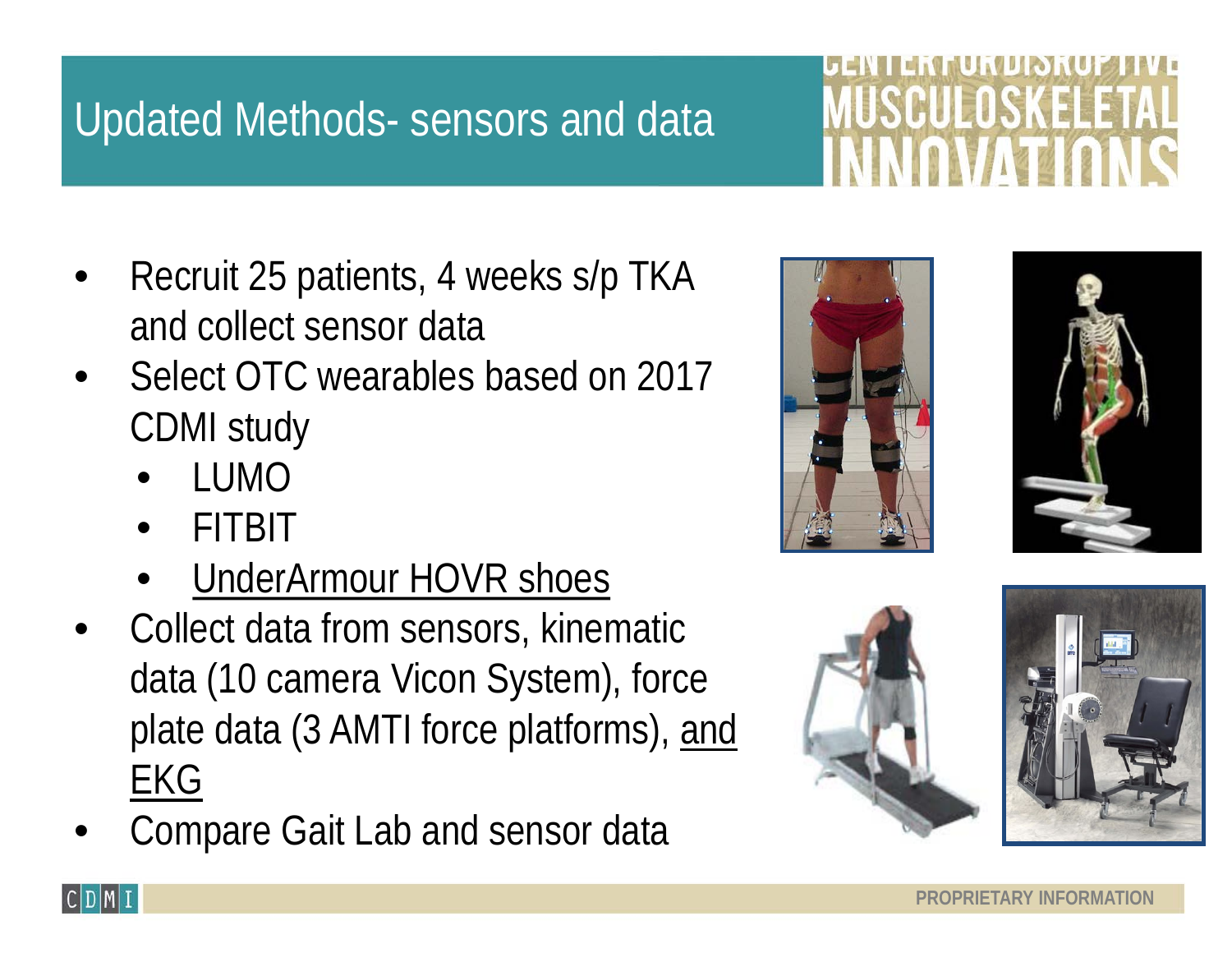# Updated Methods- sensors and data

- Recruit 25 patients, 4 weeks s/p TKA and collect sensor data
- Select OTC wearables based on 2017 CDMI study
  - LUMO
  - FITBIT
  - UnderArmour HOVR shoes
- Collect data from sensors, kinematic data (10 camera Vicon System), force plate data (3 AMTI force platforms), and EKG
- Compare Gait Lab and sensor data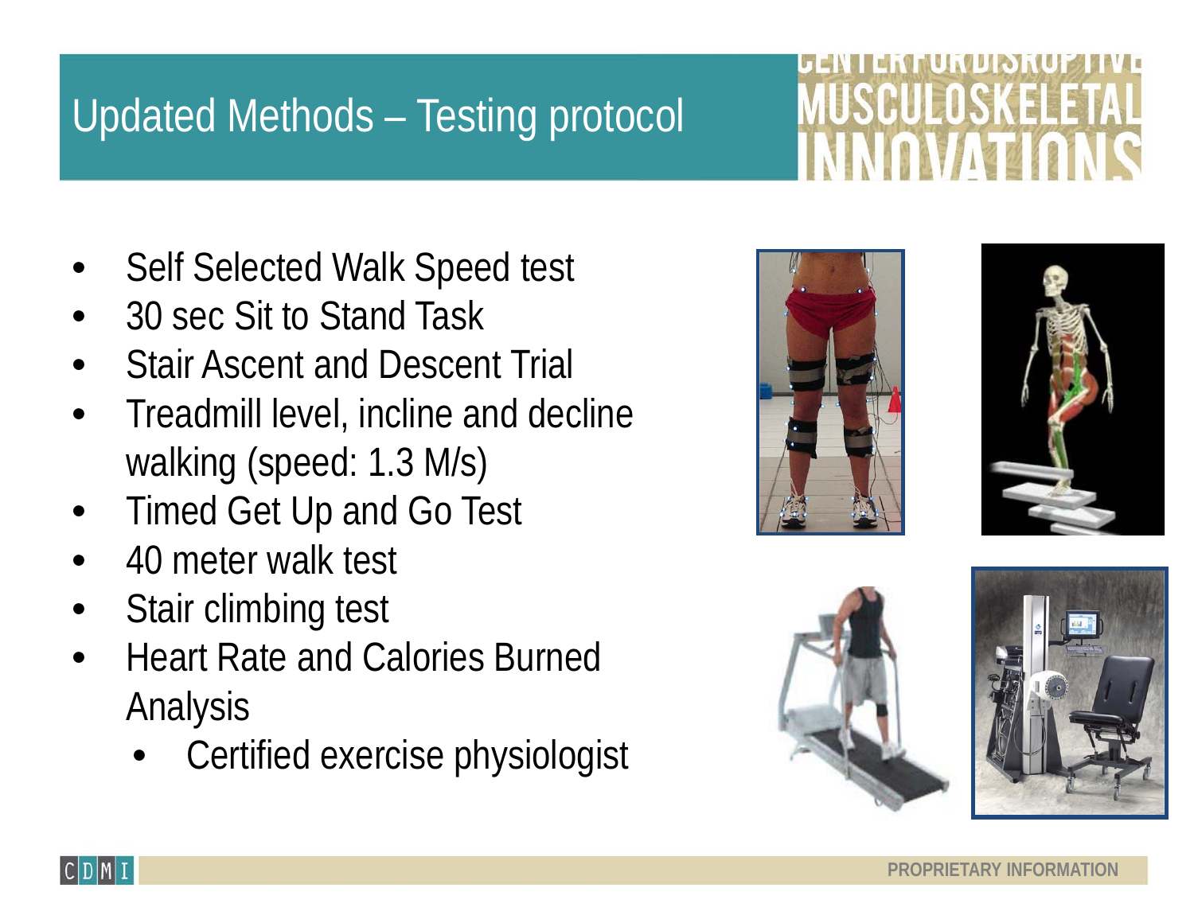# Updated Methods – Testing protocol

- Self Selected Walk Speed test
- 30 sec Sit to Stand Task
- Stair Ascent and Descent Trial
- Treadmill level, incline and decline walking (speed: 1.3 M/s)
- Timed Get Up and Go Test
- 40 meter walk test
- Stair climbing test
- Heart Rate and Calories Burned Analysis
  - Certified exercise physiologist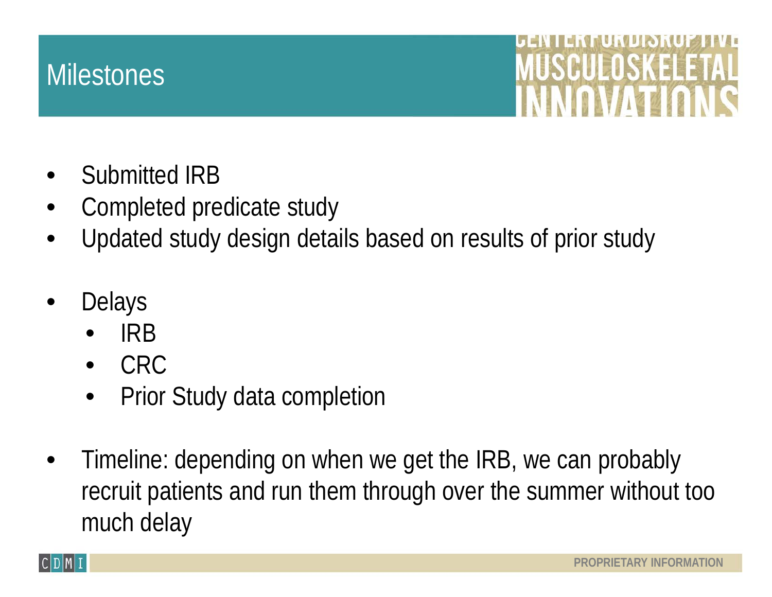# Milestones

- Submitted IRB
- Completed predicate study
- Updated study design details based on results of prior study

- Delays
  - IRB
  - CRC
  - Prior Study data completion

- Timeline: depending on when we get the IRB, we can probably recruit patients and run them through over the summer without too much delay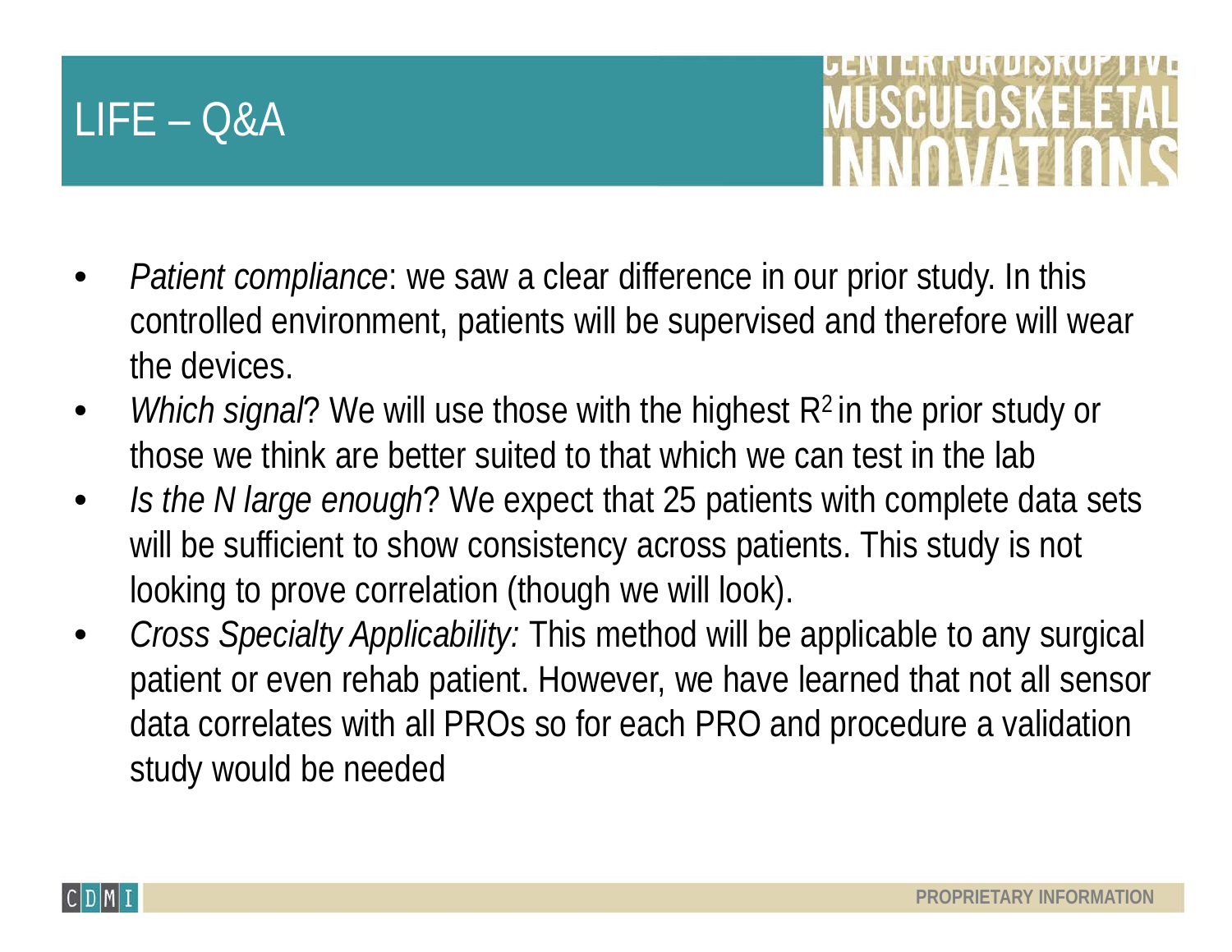# LIFE – Q&A

- *Patient compliance*: we saw a clear difference in our prior study. In this controlled environment, patients will be supervised and therefore will wear the devices.
- *Which signal*? We will use those with the highest $R^2$ in the prior study or those we think are better suited to that which we can test in the lab
- *Is the N large enough*? We expect that 25 patients with complete data sets will be sufficient to show consistency across patients. This study is not looking to prove correlation (though we will look).
- *Cross Specialty Applicability:* This method will be applicable to any surgical patient or even rehab patient. However, we have learned that not all sensor data correlates with all PROs so for each PRO and procedure a validation study would be needed